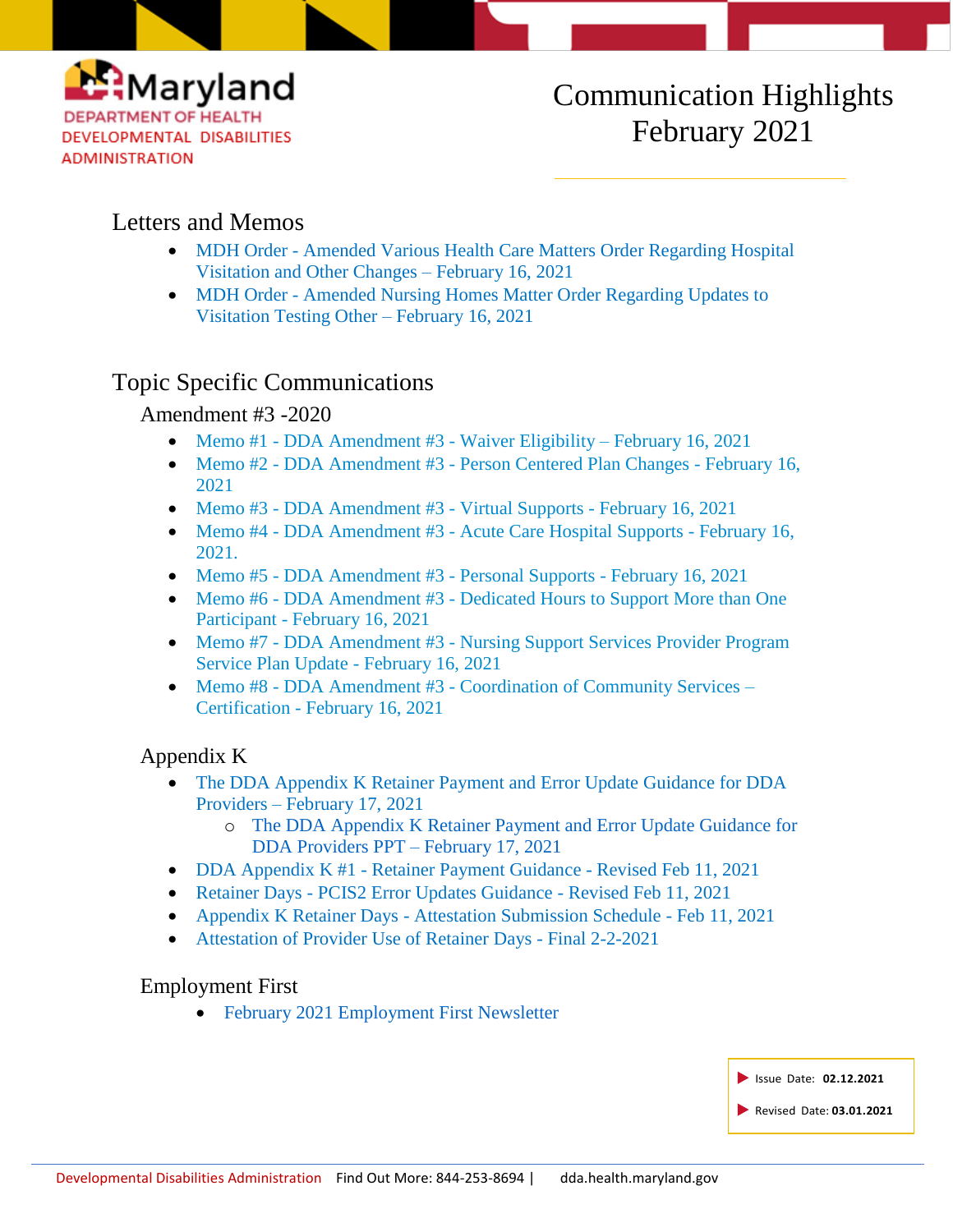Maryland
DEPARTMENT OF HEALTH
DEVELOPMENTAL DISABILITIES ADMINISTRATION

# Communication Highlights February 2021

## Letters and Memos

- MDH Order - Amended Various Health Care Matters Order Regarding Hospital Visitation and Other Changes – February 16, 2021
- MDH Order - Amended Nursing Homes Matter Order Regarding Updates to Visitation Testing Other – February 16, 2021

## Topic Specific Communications

### Amendment #3 -2020

- Memo #1 - DDA Amendment #3 - Waiver Eligibility – February 16, 2021
- Memo #2 - DDA Amendment #3 - Person Centered Plan Changes - February 16, 2021
- Memo #3 - DDA Amendment #3 - Virtual Supports - February 16, 2021
- Memo #4 - DDA Amendment #3 - Acute Care Hospital Supports - February 16, 2021.
- Memo #5 - DDA Amendment #3 - Personal Supports - February 16, 2021
- Memo #6 - DDA Amendment #3 - Dedicated Hours to Support More than One Participant - February 16, 2021
- Memo #7 - DDA Amendment #3 - Nursing Support Services Provider Program Service Plan Update - February 16, 2021
- Memo #8 - DDA Amendment #3 - Coordination of Community Services – Certification - February 16, 2021

### Appendix K

- The DDA Appendix K Retainer Payment and Error Update Guidance for DDA Providers – February 17, 2021
  - The DDA Appendix K Retainer Payment and Error Update Guidance for DDA Providers PPT – February 17, 2021
- DDA Appendix K #1 - Retainer Payment Guidance - Revised Feb 11, 2021
- Retainer Days - PCIS2 Error Updates Guidance - Revised Feb 11, 2021
- Appendix K Retainer Days - Attestation Submission Schedule - Feb 11, 2021
- Attestation of Provider Use of Retainer Days - Final 2-2-2021

### Employment First

- February 2021 Employment First Newsletter

Issue Date: **02.12.2021**

Revised Date: **03.01.2021**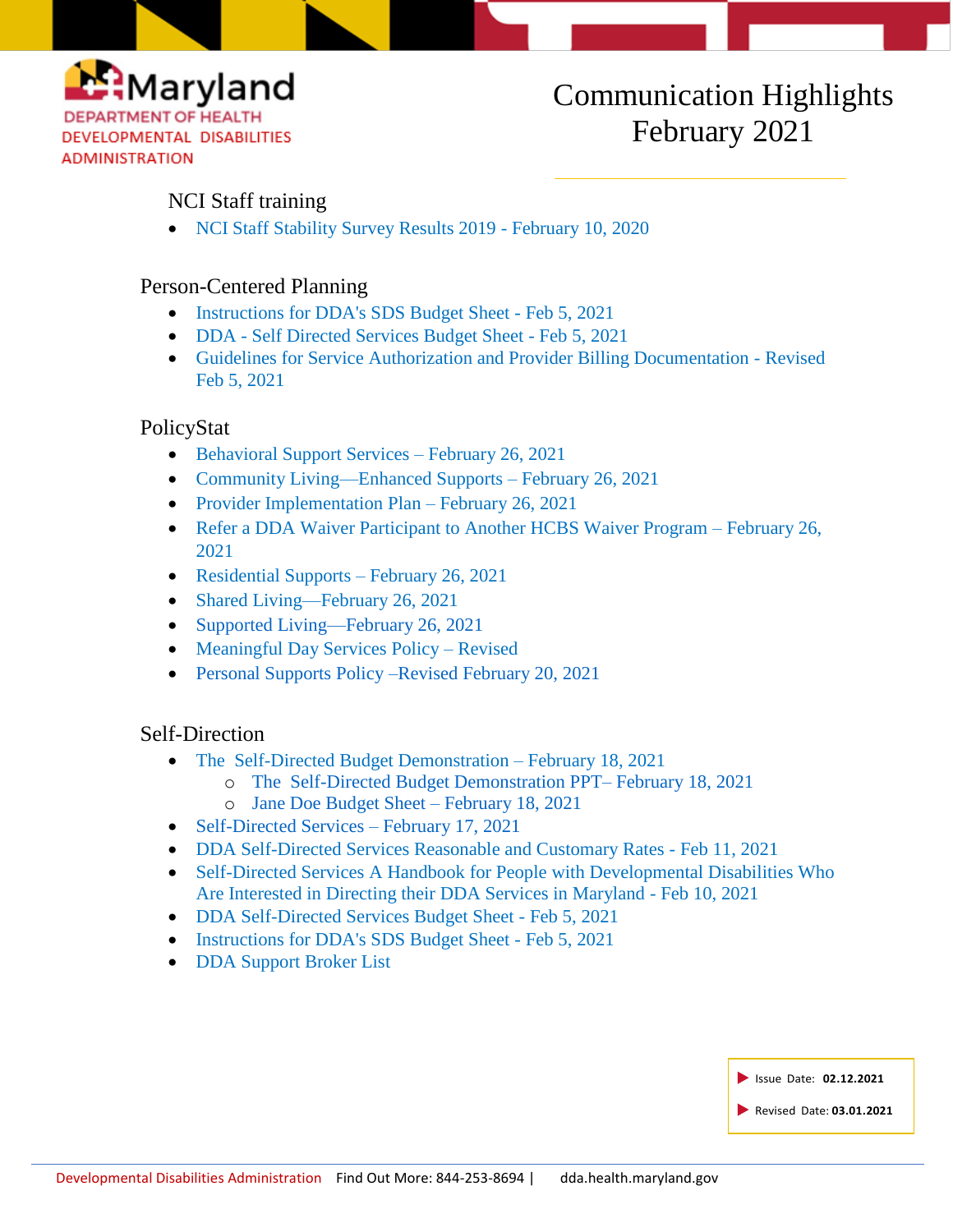Maryland DEPARTMENT OF HEALTH DEVELOPMENTAL DISABILITIES ADMINISTRATION

# Communication Highlights February 2021

## NCI Staff training

- NCI Staff Stability Survey Results 2019 - February 10, 2020

## Person-Centered Planning

- Instructions for DDA's SDS Budget Sheet - Feb 5, 2021
- DDA - Self Directed Services Budget Sheet - Feb 5, 2021
- Guidelines for Service Authorization and Provider Billing Documentation - Revised Feb 5, 2021

## PolicyStat

- Behavioral Support Services – February 26, 2021
- Community Living—Enhanced Supports – February 26, 2021
- Provider Implementation Plan – February 26, 2021
- Refer a DDA Waiver Participant to Another HCBS Waiver Program – February 26, 2021
- Residential Supports – February 26, 2021
- Shared Living—February 26, 2021
- Supported Living—February 26, 2021
- Meaningful Day Services Policy – Revised
- Personal Supports Policy –Revised February 20, 2021

## Self-Direction

- The Self-Directed Budget Demonstration – February 18, 2021
  - The Self-Directed Budget Demonstration PPT– February 18, 2021
  - Jane Doe Budget Sheet – February 18, 2021
- Self-Directed Services – February 17, 2021
- DDA Self-Directed Services Reasonable and Customary Rates - Feb 11, 2021
- Self-Directed Services A Handbook for People with Developmental Disabilities Who Are Interested in Directing their DDA Services in Maryland - Feb 10, 2021
- DDA Self-Directed Services Budget Sheet - Feb 5, 2021
- Instructions for DDA's SDS Budget Sheet - Feb 5, 2021
- DDA Support Broker List

Issue Date: **02.12.2021**

Revised Date: **03.01.2021**

Developmental Disabilities Administration Find Out More: 844-253-8694 | dda.health.maryland.gov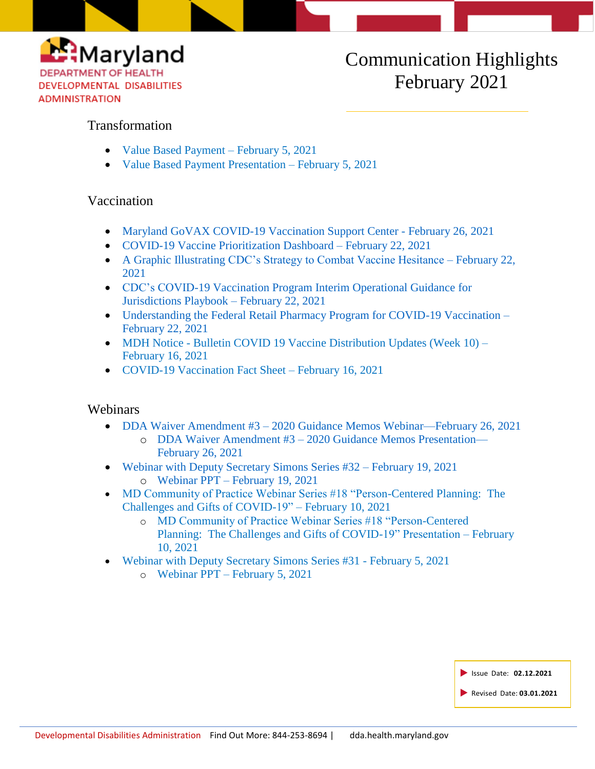Maryland DEPARTMENT OF HEALTH DEVELOPMENTAL DISABILITIES ADMINISTRATION

# Communication Highlights February 2021

## Transformation

- Value Based Payment – February 5, 2021
- Value Based Payment Presentation – February 5, 2021

## Vaccination

- Maryland GoVAX COVID-19 Vaccination Support Center - February 26, 2021
- COVID-19 Vaccine Prioritization Dashboard – February 22, 2021
- A Graphic Illustrating CDC's Strategy to Combat Vaccine Hesitance – February 22, 2021
- CDC's COVID-19 Vaccination Program Interim Operational Guidance for Jurisdictions Playbook – February 22, 2021
- Understanding the Federal Retail Pharmacy Program for COVID-19 Vaccination – February 22, 2021
- MDH Notice - Bulletin COVID 19 Vaccine Distribution Updates (Week 10) – February 16, 2021
- COVID-19 Vaccination Fact Sheet – February 16, 2021

## Webinars

- DDA Waiver Amendment #3 – 2020 Guidance Memos Webinar—February 26, 2021
  - DDA Waiver Amendment #3 – 2020 Guidance Memos Presentation—February 26, 2021
- Webinar with Deputy Secretary Simons Series #32 – February 19, 2021
  - Webinar PPT – February 19, 2021
- MD Community of Practice Webinar Series #18 "Person-Centered Planning: The Challenges and Gifts of COVID-19" – February 10, 2021
  - MD Community of Practice Webinar Series #18 "Person-Centered Planning: The Challenges and Gifts of COVID-19" Presentation – February 10, 2021
- Webinar with Deputy Secretary Simons Series #31 - February 5, 2021
  - Webinar PPT – February 5, 2021

Issue Date: **02.12.2021**

Revised Date: **03.01.2021**

Developmental Disabilities Administration Find Out More: 844-253-8694 | dda.health.maryland.gov